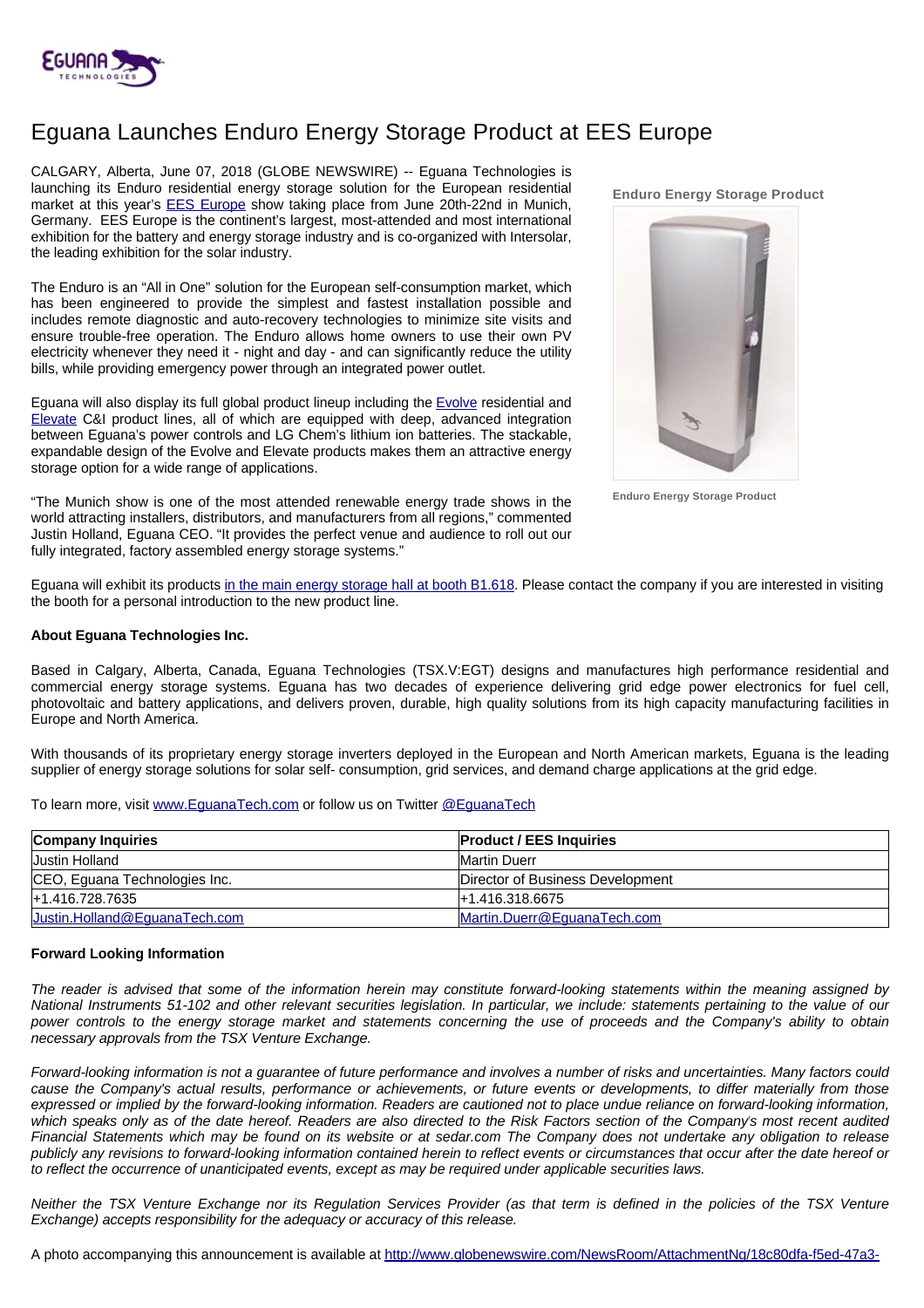# Eguana Launches Enduro Energy Storage Product at EES Europe

CALGARY, Alberta, June 07, 2018 (GLOBE NEWSWIRE) -- Eguana Technologies is launching its Enduro residential energy storage solution for the European residential market at this year's EES Europe show taking place from June 20th-22nd in Munich, Germany. EES Europe is the continent's largest, most-attended and most international exhibition for the battery and energy storage industry and is co-organized with Intersolar, the leading exhibition for the solar industry.

The Enduro is an "All in One" solution for the European self-consumption market, which has been engineered to provide the simplest and fastest installation possible and includes remote diagnostic and auto-recovery technologies to minimize site visits and ensure trouble-free operation. The Enduro allows home owners to use their own PV electricity whenever they need it - night and day - and can significantly reduce the utility bills, while providing emergency power through an integrated power outlet.

Eguana will also display its full global product lineup including the Evolve residential and Elevate C&I product lines, all of which are equipped with deep, advanced integration between Eguana's power controls and LG Chem's lithium ion batteries. The stackable, expandable design of the Evolve and Elevate products makes them an attractive energy storage option for a wide range of applications.

"The Munich show is one of the most attended renewable energy trade shows in the world attracting installers, distributors, and manufacturers from all regions," commented Justin Holland, Eguana CEO. "It provides the perfect venue and audience to roll out our fully integrated, factory assembled energy storage systems."

Enduro Energy Storage Product

Enduro Energy Storage Product

Eguana will exhibit its products in the main energy storage hall at booth B1.618. Please contact the company if you are interested in visiting the booth for a personal introduction to the new product line.

**About Eguana Technologies Inc.**

Based in Calgary, Alberta, Canada, Eguana Technologies (TSX.V:EGT) designs and manufactures high performance residential and commercial energy storage systems. Eguana has two decades of experience delivering grid edge power electronics for fuel cell, photovoltaic and battery applications, and delivers proven, durable, high quality solutions from its high capacity manufacturing facilities in Europe and North America.

With thousands of its proprietary energy storage inverters deployed in the European and North American markets, Eguana is the leading supplier of energy storage solutions for solar self- consumption, grid services, and demand charge applications at the grid edge.

To learn more, visit www.EguanaTech.com or follow us on Twitter @EguanaTech

| Company Inquiries | Product / EES Inquiries |
|---|---|
| Justin Holland | Martin Duerr |
| CEO, Eguana Technologies Inc. | Director of Business Development |
| +1.416.728.7635 | +1.416.318.6675 |
| Justin.Holland@EguanaTech.com | Martin.Duerr@EguanaTech.com |

**Forward Looking Information**

*The reader is advised that some of the information herein may constitute forward-looking statements within the meaning assigned by National Instruments 51-102 and other relevant securities legislation. In particular, we include: statements pertaining to the value of our power controls to the energy storage market and statements concerning the use of proceeds and the Company's ability to obtain necessary approvals from the TSX Venture Exchange.*

*Forward-looking information is not a guarantee of future performance and involves a number of risks and uncertainties. Many factors could cause the Company's actual results, performance or achievements, or future events or developments, to differ materially from those expressed or implied by the forward-looking information. Readers are cautioned not to place undue reliance on forward-looking information, which speaks only as of the date hereof. Readers are also directed to the Risk Factors section of the Company's most recent audited Financial Statements which may be found on its website or at sedar.com The Company does not undertake any obligation to release publicly any revisions to forward-looking information contained herein to reflect events or circumstances that occur after the date hereof or to reflect the occurrence of unanticipated events, except as may be required under applicable securities laws.*

*Neither the TSX Venture Exchange nor its Regulation Services Provider (as that term is defined in the policies of the TSX Venture Exchange) accepts responsibility for the adequacy or accuracy of this release.*

A photo accompanying this announcement is available at http://www.globenewswire.com/NewsRoom/AttachmentNg/18c80dfa-f5ed-47a3-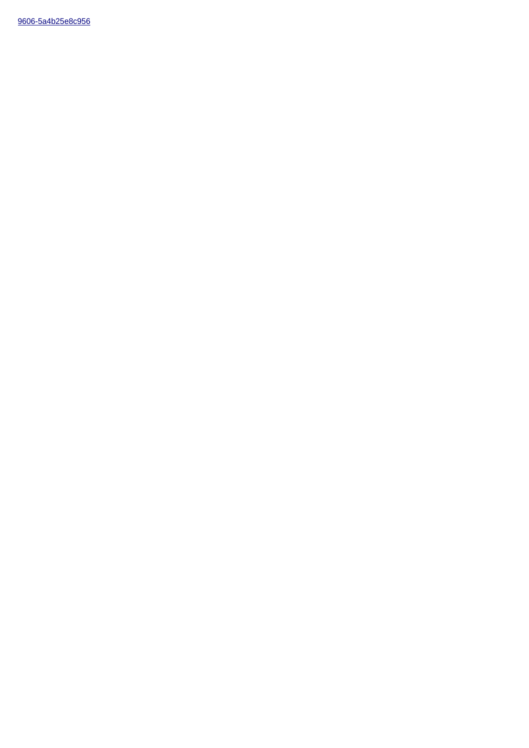[9606-5a4b25e8c956](9606-5a4b25e8c956)